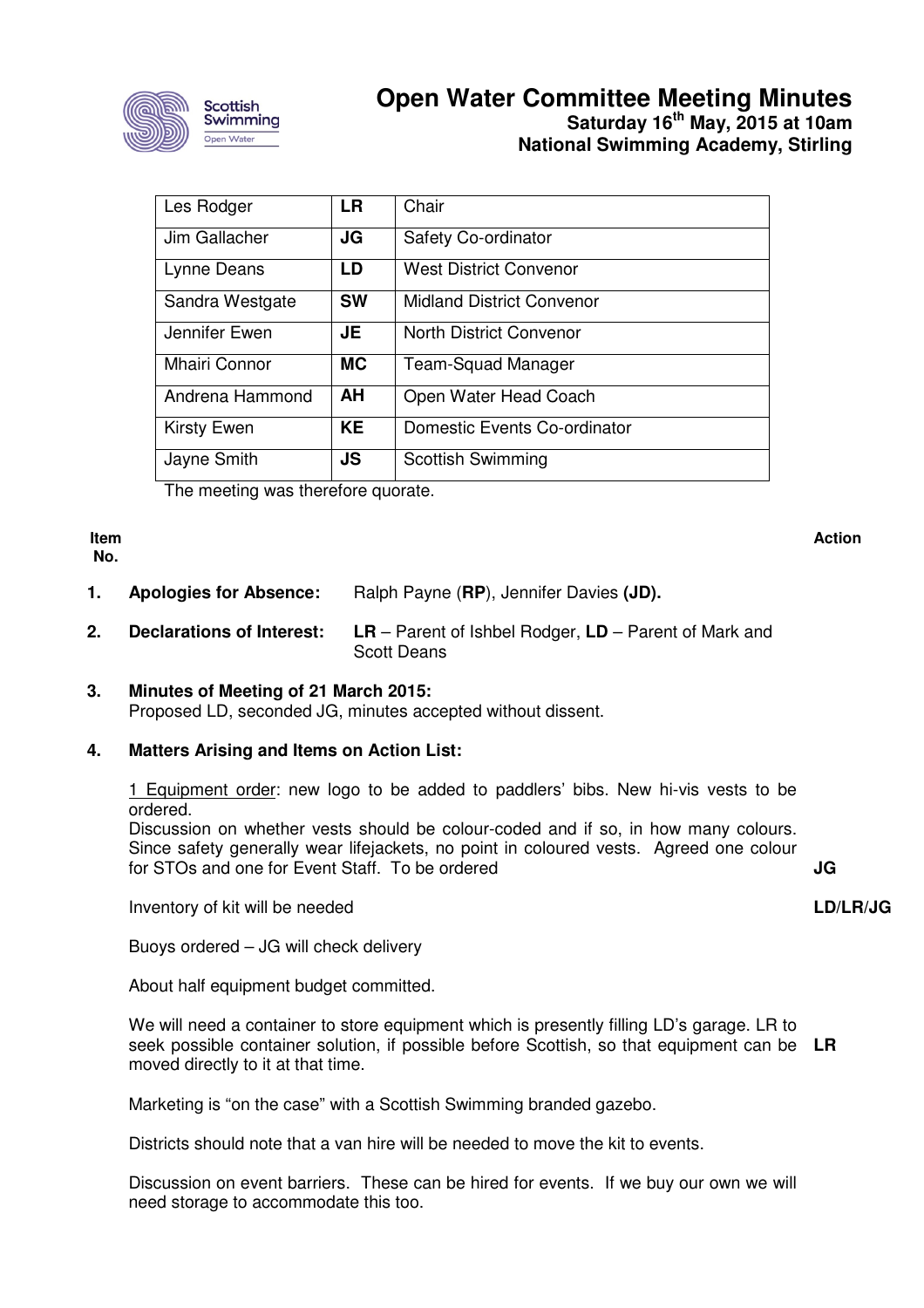# Open Water Committee Meeting Minutes

**Saturday 16th May, 2015 at 10am**
**National Swimming Academy, Stirling**

| | | |
|---|---|---|
| Les Rodger | **LR** | Chair |
| Jim Gallacher | **JG** | Safety Co-ordinator |
| Lynne Deans | **LD** | West District Convenor |
| Sandra Westgate | **SW** | Midland District Convenor |
| Jennifer Ewen | **JE** | North District Convenor |
| Mhairi Connor | **MC** | Team-Squad Manager |
| Andrena Hammond | **AH** | Open Water Head Coach |
| Kirsty Ewen | **KE** | Domestic Events Co-ordinator |
| Jayne Smith | **JS** | Scottish Swimming |

The meeting was therefore quorate.

**Item No.** | **Action**

**1. Apologies for Absence:** Ralph Payne (**RP**), Jennifer Davies **(JD).**

**2. Declarations of Interest:** **LR** – Parent of Ishbel Rodger, **LD** – Parent of Mark and Scott Deans

**3. Minutes of Meeting of 21 March 2015:**
Proposed LD, seconded JG, minutes accepted without dissent.

**4. Matters Arising and Items on Action List:**

1 Equipment order: new logo to be added to paddlers' bibs. New hi-vis vests to be ordered.
Discussion on whether vests should be colour-coded and if so, in how many colours. Since safety generally wear lifejackets, no point in coloured vests. Agreed one colour for STOs and one for Event Staff. To be ordered — **JG**

Inventory of kit will be needed — **LD/LR/JG**

Buoys ordered – JG will check delivery

About half equipment budget committed.

We will need a container to store equipment which is presently filling LD's garage. LR to seek possible container solution, if possible before Scottish, so that equipment can be moved directly to it at that time. — **LR**

Marketing is "on the case" with a Scottish Swimming branded gazebo.

Districts should note that a van hire will be needed to move the kit to events.

Discussion on event barriers. These can be hired for events. If we buy our own we will need storage to accommodate this too.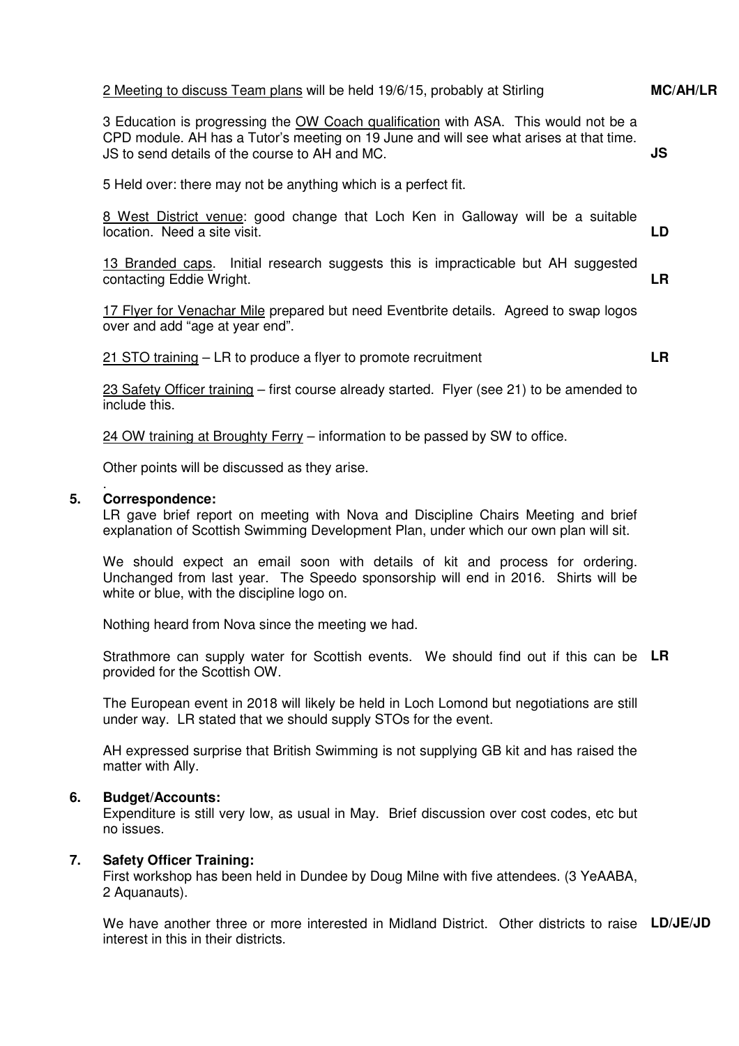2 Meeting to discuss Team plans will be held 19/6/15, probably at Stirling **MC/AH/LR**

3 Education is progressing the OW Coach qualification with ASA. This would not be a CPD module. AH has a Tutor's meeting on 19 June and will see what arises at that time. JS to send details of the course to AH and MC. **JS**

5 Held over: there may not be anything which is a perfect fit.

8 West District venue: good change that Loch Ken in Galloway will be a suitable location. Need a site visit. **LD**

13 Branded caps. Initial research suggests this is impracticable but AH suggested contacting Eddie Wright. **LR**

17 Flyer for Venachar Mile prepared but need Eventbrite details. Agreed to swap logos over and add "age at year end".

21 STO training – LR to produce a flyer to promote recruitment **LR**

23 Safety Officer training – first course already started. Flyer (see 21) to be amended to include this.

24 OW training at Broughty Ferry – information to be passed by SW to office.

Other points will be discussed as they arise.

.

**5. Correspondence:**

LR gave brief report on meeting with Nova and Discipline Chairs Meeting and brief explanation of Scottish Swimming Development Plan, under which our own plan will sit.

We should expect an email soon with details of kit and process for ordering. Unchanged from last year. The Speedo sponsorship will end in 2016. Shirts will be white or blue, with the discipline logo on.

Nothing heard from Nova since the meeting we had.

Strathmore can supply water for Scottish events. We should find out if this can be provided for the Scottish OW. **LR**

The European event in 2018 will likely be held in Loch Lomond but negotiations are still under way. LR stated that we should supply STOs for the event.

AH expressed surprise that British Swimming is not supplying GB kit and has raised the matter with Ally.

**6. Budget/Accounts:**

Expenditure is still very low, as usual in May. Brief discussion over cost codes, etc but no issues.

**7. Safety Officer Training:**

First workshop has been held in Dundee by Doug Milne with five attendees. (3 YeAABA, 2 Aquanauts).

We have another three or more interested in Midland District. Other districts to raise interest in this in their districts. **LD/JE/JD**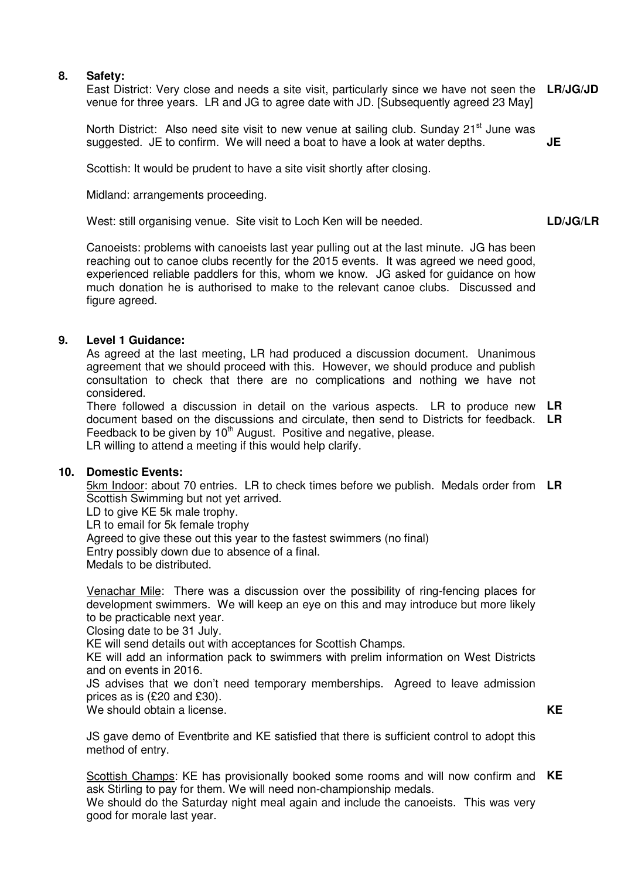**8. Safety:**

East District: Very close and needs a site visit, particularly since we have not seen the venue for three years. LR and JG to agree date with JD. [Subsequently agreed 23 May] **LR/JG/JD**

North District: Also need site visit to new venue at sailing club. Sunday 21st June was suggested. JE to confirm. We will need a boat to have a look at water depths. **JE**

Scottish: It would be prudent to have a site visit shortly after closing.

Midland: arrangements proceeding.

West: still organising venue. Site visit to Loch Ken will be needed. **LD/JG/LR**

Canoeists: problems with canoeists last year pulling out at the last minute. JG has been reaching out to canoe clubs recently for the 2015 events. It was agreed we need good, experienced reliable paddlers for this, whom we know. JG asked for guidance on how much donation he is authorised to make to the relevant canoe clubs. Discussed and figure agreed.

**9. Level 1 Guidance:**

As agreed at the last meeting, LR had produced a discussion document. Unanimous agreement that we should proceed with this. However, we should produce and publish consultation to check that there are no complications and nothing we have not considered.

There followed a discussion in detail on the various aspects. LR to produce new document based on the discussions and circulate, then send to Districts for feedback. Feedback to be given by 10th August. Positive and negative, please. **LR** **LR**

LR willing to attend a meeting if this would help clarify.

**10. Domestic Events:**

5km Indoor: about 70 entries. LR to check times before we publish. Medals order from Scottish Swimming but not yet arrived. **LR**

LD to give KE 5k male trophy.

LR to email for 5k female trophy

Agreed to give these out this year to the fastest swimmers (no final)

Entry possibly down due to absence of a final.

Medals to be distributed.

Venachar Mile: There was a discussion over the possibility of ring-fencing places for development swimmers. We will keep an eye on this and may introduce but more likely to be practicable next year.

Closing date to be 31 July.

KE will send details out with acceptances for Scottish Champs.

KE will add an information pack to swimmers with prelim information on West Districts and on events in 2016.

JS advises that we don't need temporary memberships. Agreed to leave admission prices as is (£20 and £30).

We should obtain a license. **KE**

JS gave demo of Eventbrite and KE satisfied that there is sufficient control to adopt this method of entry.

Scottish Champs: KE has provisionally booked some rooms and will now confirm and ask Stirling to pay for them. We will need non-championship medals. **KE**

We should do the Saturday night meal again and include the canoeists. This was very good for morale last year.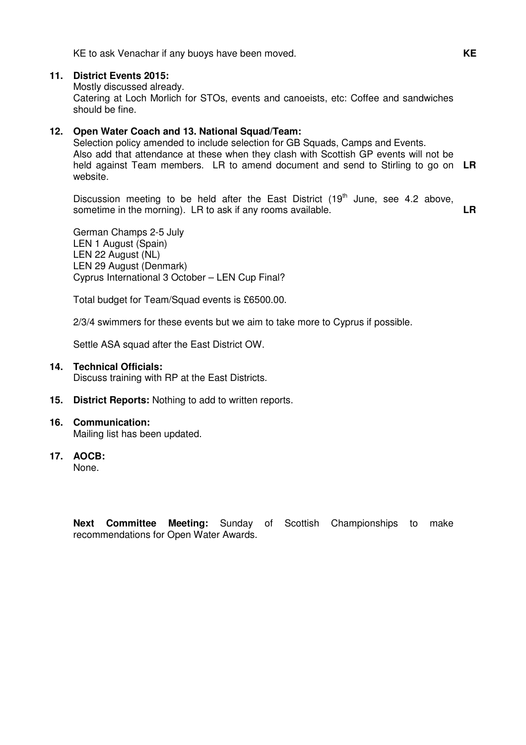KE to ask Venachar if any buoys have been moved. **KE**

**11. District Events 2015:**

Mostly discussed already.
Catering at Loch Morlich for STOs, events and canoeists, etc: Coffee and sandwiches should be fine.

**12. Open Water Coach and 13. National Squad/Team:**

Selection policy amended to include selection for GB Squads, Camps and Events.
Also add that attendance at these when they clash with Scottish GP events will not be held against Team members. LR to amend document and send to Stirling to go on website. **LR**

Discussion meeting to be held after the East District (19th June, see 4.2 above, sometime in the morning). LR to ask if any rooms available. **LR**

German Champs 2-5 July
LEN 1 August (Spain)
LEN 22 August (NL)
LEN 29 August (Denmark)
Cyprus International 3 October – LEN Cup Final?

Total budget for Team/Squad events is £6500.00.

2/3/4 swimmers for these events but we aim to take more to Cyprus if possible.

Settle ASA squad after the East District OW.

**14. Technical Officials:**

Discuss training with RP at the East Districts.

**15. District Reports:** Nothing to add to written reports.

**16. Communication:**

Mailing list has been updated.

**17. AOCB:**

None.

**Next Committee Meeting:** Sunday of Scottish Championships to make recommendations for Open Water Awards.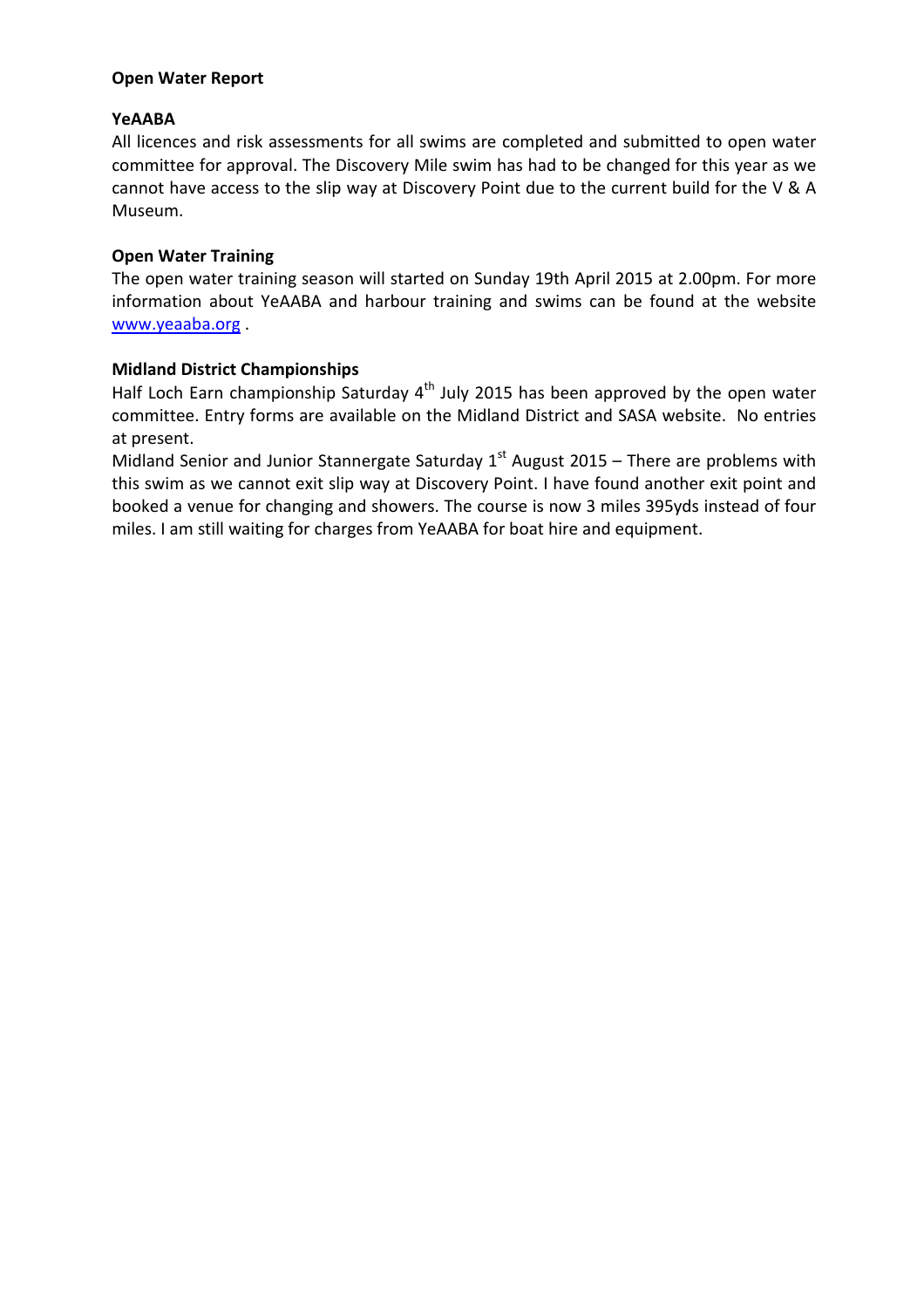**Open Water Report**

**YeAABA**

All licences and risk assessments for all swims are completed and submitted to open water committee for approval. The Discovery Mile swim has had to be changed for this year as we cannot have access to the slip way at Discovery Point due to the current build for the V & A Museum.

**Open Water Training**

The open water training season will started on Sunday 19th April 2015 at 2.00pm. For more information about YeAABA and harbour training and swims can be found at the website [www.yeaaba.org](http://www.yeaaba.org) .

**Midland District Championships**

Half Loch Earn championship Saturday 4th July 2015 has been approved by the open water committee. Entry forms are available on the Midland District and SASA website. No entries at present.

Midland Senior and Junior Stannergate Saturday 1st August 2015 – There are problems with this swim as we cannot exit slip way at Discovery Point. I have found another exit point and booked a venue for changing and showers. The course is now 3 miles 395yds instead of four miles. I am still waiting for charges from YeAABA for boat hire and equipment.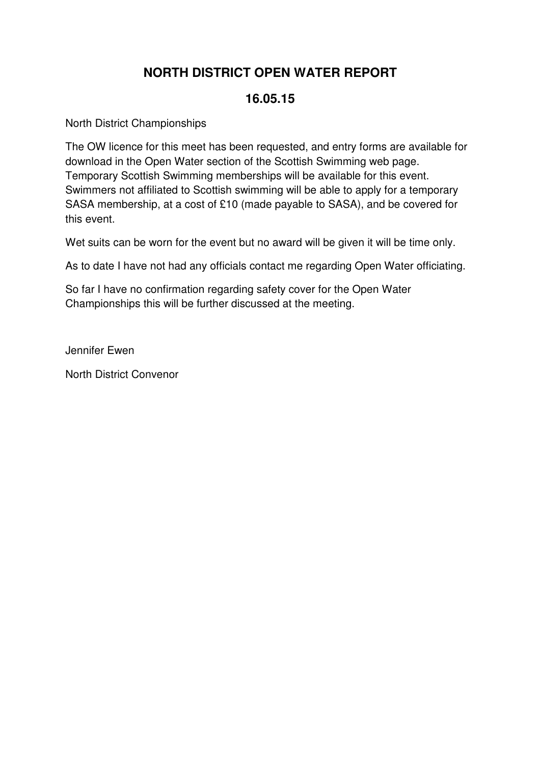# NORTH DISTRICT OPEN WATER REPORT

## 16.05.15

North District Championships

The OW licence for this meet has been requested, and entry forms are available for download in the Open Water section of the Scottish Swimming web page. Temporary Scottish Swimming memberships will be available for this event. Swimmers not affiliated to Scottish swimming will be able to apply for a temporary SASA membership, at a cost of £10 (made payable to SASA), and be covered for this event.

Wet suits can be worn for the event but no award will be given it will be time only.

As to date I have not had any officials contact me regarding Open Water officiating.

So far I have no confirmation regarding safety cover for the Open Water Championships this will be further discussed at the meeting.

Jennifer Ewen

North District Convenor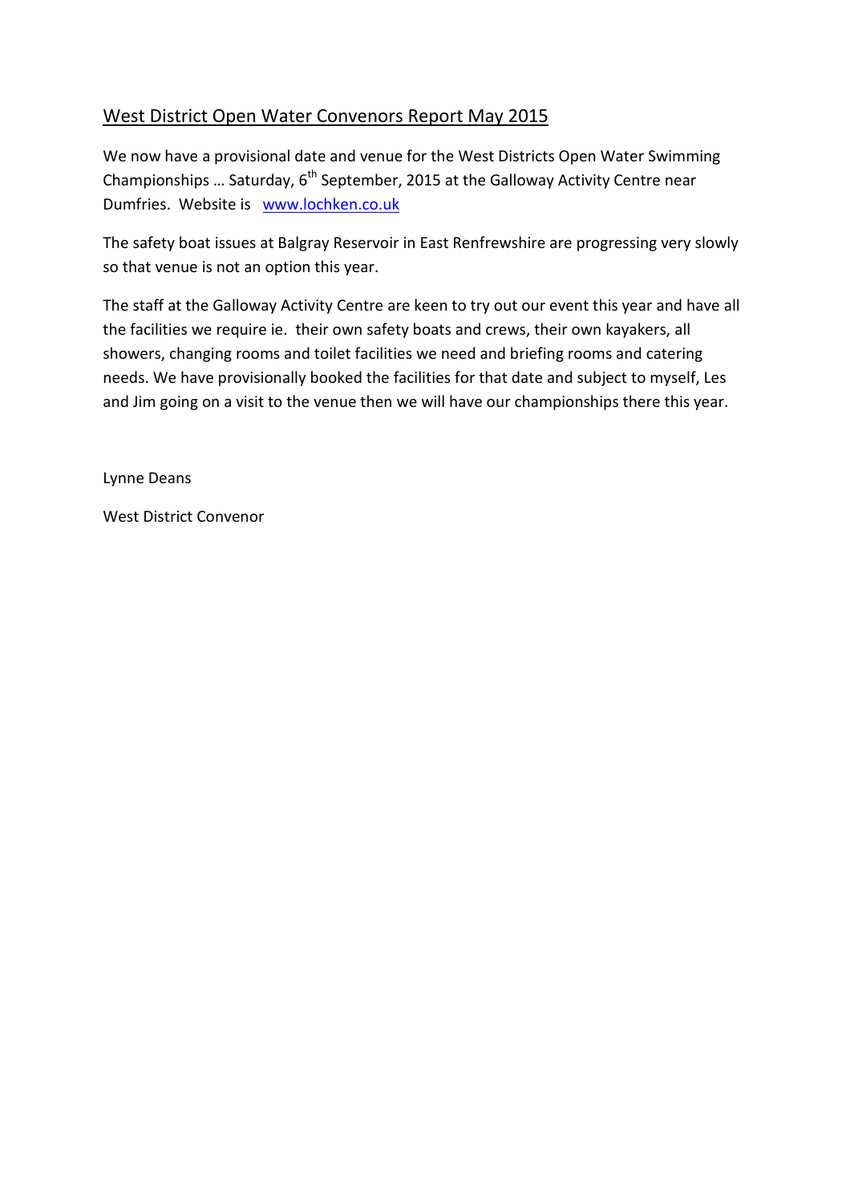## West District Open Water Convenors Report May 2015

We now have a provisional date and venue for the West Districts Open Water Swimming Championships … Saturday, 6th September, 2015 at the Galloway Activity Centre near Dumfries. Website is [www.lochken.co.uk](http://www.lochken.co.uk)

The safety boat issues at Balgray Reservoir in East Renfrewshire are progressing very slowly so that venue is not an option this year.

The staff at the Galloway Activity Centre are keen to try out our event this year and have all the facilities we require ie. their own safety boats and crews, their own kayakers, all showers, changing rooms and toilet facilities we need and briefing rooms and catering needs. We have provisionally booked the facilities for that date and subject to myself, Les and Jim going on a visit to the venue then we will have our championships there this year.

Lynne Deans

West District Convenor